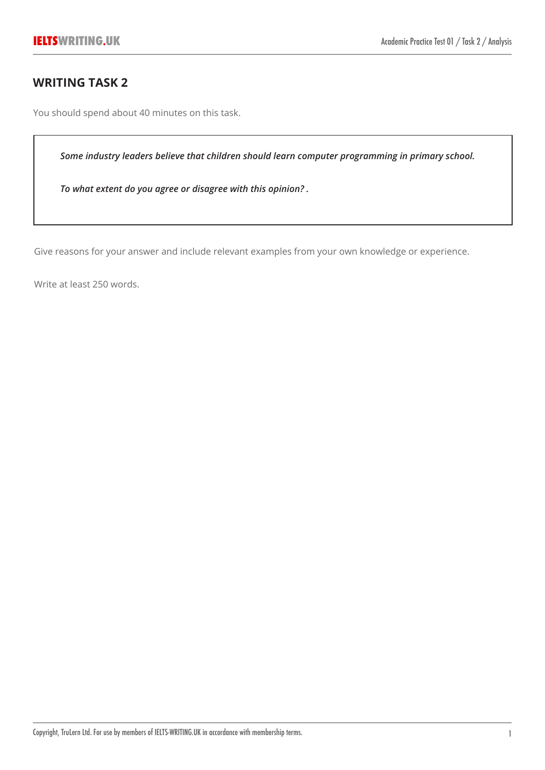## WRITING TASK 2

You should spend about 40 minutes on this task.

> ***Some industry leaders believe that children should learn computer programming in primary school.***
>
> ***To what extent do you agree or disagree with this opinion? .***

Give reasons for your answer and include relevant examples from your own knowledge or experience.

Write at least 250 words.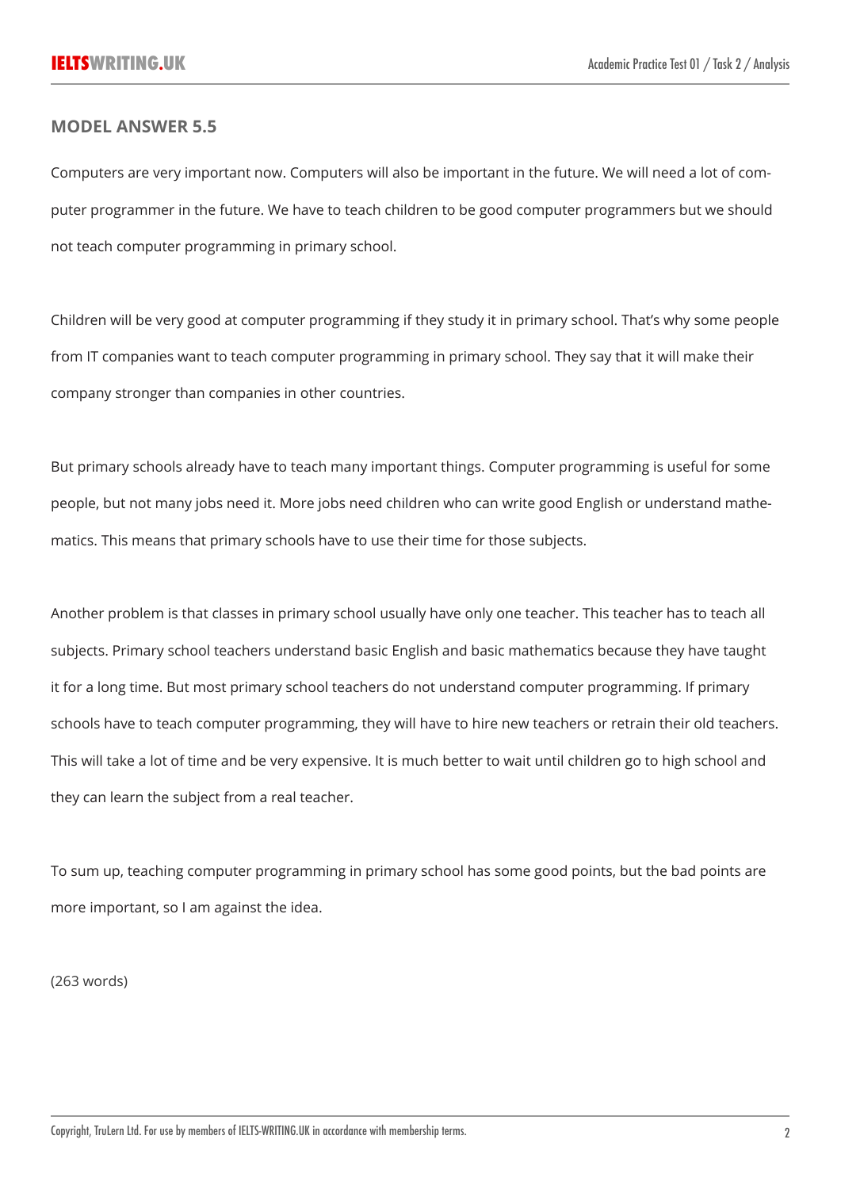## MODEL ANSWER 5.5

Computers are very important now. Computers will also be important in the future. We will need a lot of computer programmer in the future. We have to teach children to be good computer programmers but we should not teach computer programming in primary school.

Children will be very good at computer programming if they study it in primary school. That's why some people from IT companies want to teach computer programming in primary school. They say that it will make their company stronger than companies in other countries.

But primary schools already have to teach many important things. Computer programming is useful for some people, but not many jobs need it. More jobs need children who can write good English or understand mathematics. This means that primary schools have to use their time for those subjects.

Another problem is that classes in primary school usually have only one teacher. This teacher has to teach all subjects. Primary school teachers understand basic English and basic mathematics because they have taught it for a long time. But most primary school teachers do not understand computer programming. If primary schools have to teach computer programming, they will have to hire new teachers or retrain their old teachers. This will take a lot of time and be very expensive. It is much better to wait until children go to high school and they can learn the subject from a real teacher.

To sum up, teaching computer programming in primary school has some good points, but the bad points are more important, so I am against the idea.

(263 words)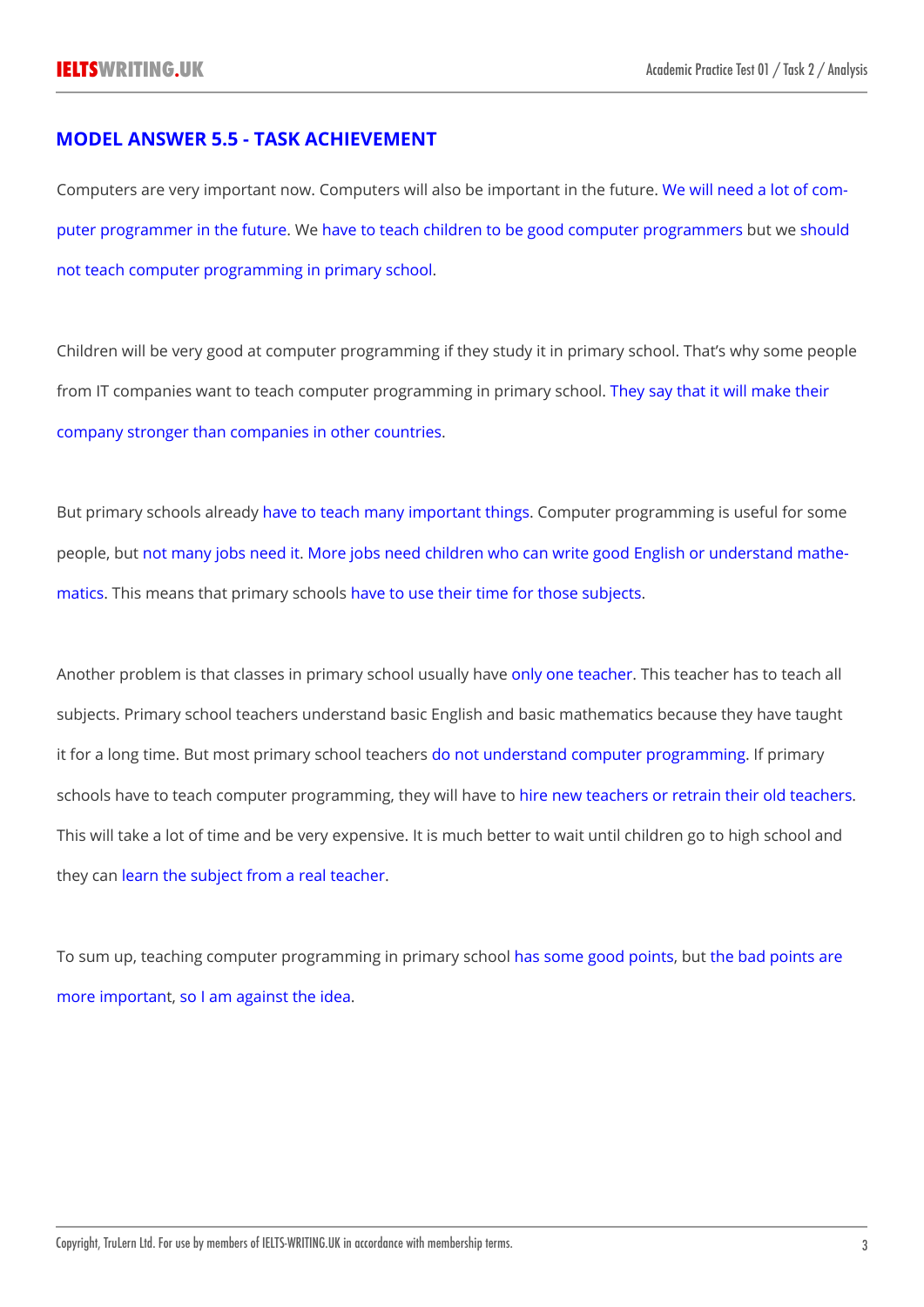## MODEL ANSWER 5.5 - TASK ACHIEVEMENT

Computers are very important now. Computers will also be important in the future. We will need a lot of computer programmer in the future. We have to teach children to be good computer programmers but we should not teach computer programming in primary school.

Children will be very good at computer programming if they study it in primary school. That's why some people from IT companies want to teach computer programming in primary school. They say that it will make their company stronger than companies in other countries.

But primary schools already have to teach many important things. Computer programming is useful for some people, but not many jobs need it. More jobs need children who can write good English or understand mathematics. This means that primary schools have to use their time for those subjects.

Another problem is that classes in primary school usually have only one teacher. This teacher has to teach all subjects. Primary school teachers understand basic English and basic mathematics because they have taught it for a long time. But most primary school teachers do not understand computer programming. If primary schools have to teach computer programming, they will have to hire new teachers or retrain their old teachers. This will take a lot of time and be very expensive. It is much better to wait until children go to high school and they can learn the subject from a real teacher.

To sum up, teaching computer programming in primary school has some good points, but the bad points are more important, so I am against the idea.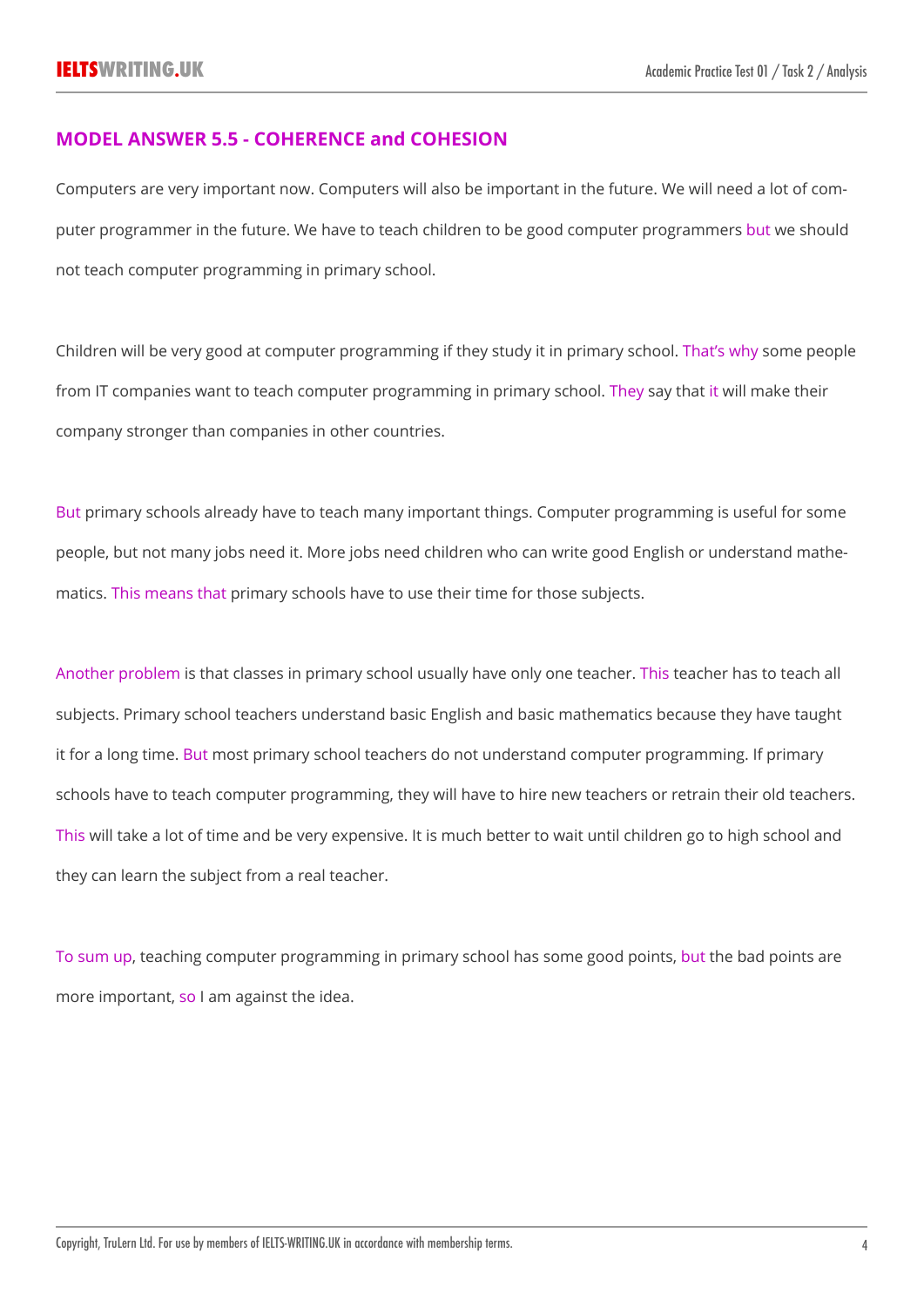## MODEL ANSWER 5.5 - COHERENCE and COHESION

Computers are very important now. Computers will also be important in the future. We will need a lot of computer programmer in the future. We have to teach children to be good computer programmers but we should not teach computer programming in primary school.

Children will be very good at computer programming if they study it in primary school. That's why some people from IT companies want to teach computer programming in primary school. They say that it will make their company stronger than companies in other countries.

But primary schools already have to teach many important things. Computer programming is useful for some people, but not many jobs need it. More jobs need children who can write good English or understand mathematics. This means that primary schools have to use their time for those subjects.

Another problem is that classes in primary school usually have only one teacher. This teacher has to teach all subjects. Primary school teachers understand basic English and basic mathematics because they have taught it for a long time. But most primary school teachers do not understand computer programming. If primary schools have to teach computer programming, they will have to hire new teachers or retrain their old teachers. This will take a lot of time and be very expensive. It is much better to wait until children go to high school and they can learn the subject from a real teacher.

To sum up, teaching computer programming in primary school has some good points, but the bad points are more important, so I am against the idea.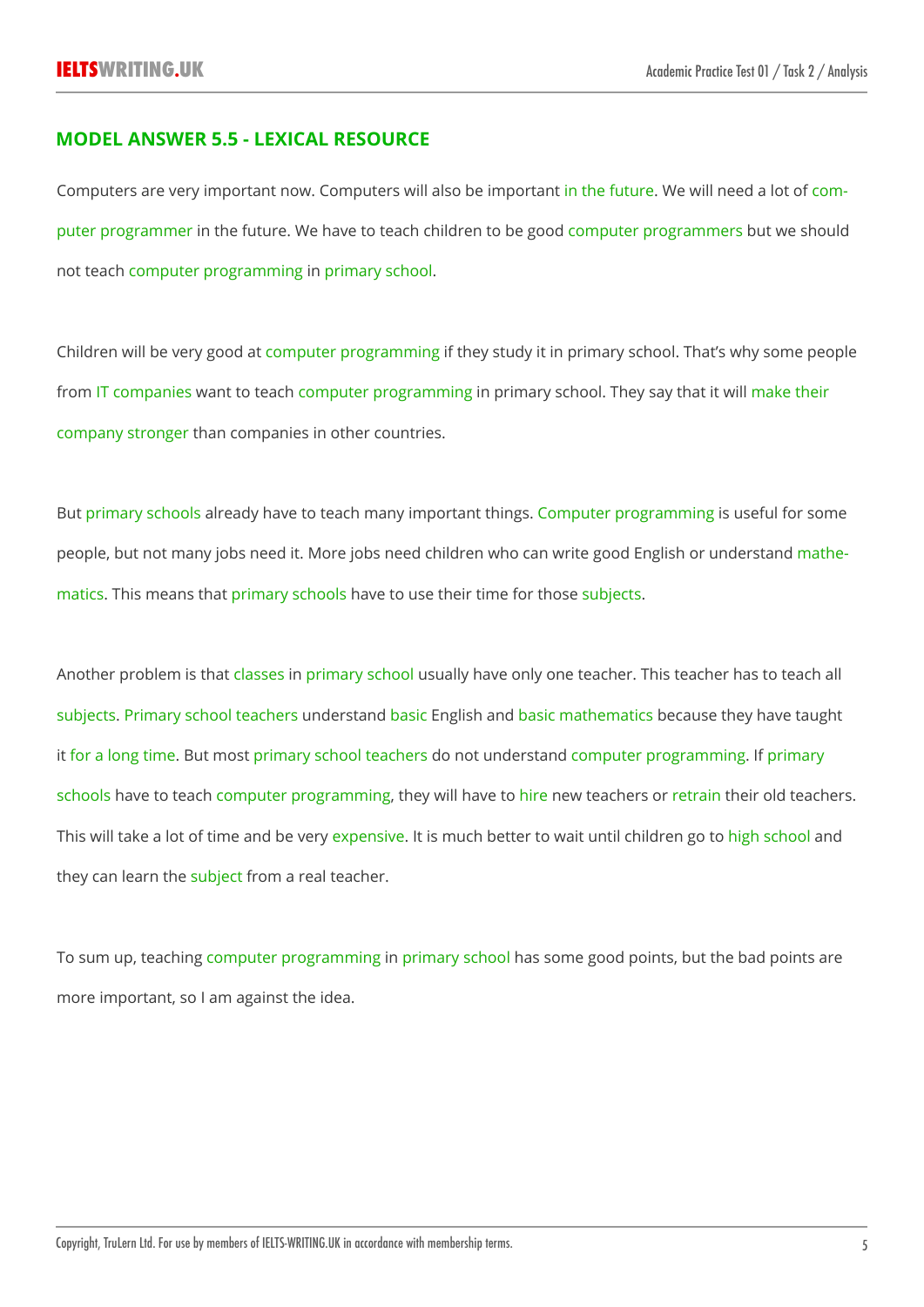## MODEL ANSWER 5.5 - LEXICAL RESOURCE

Computers are very important now. Computers will also be important in the future. We will need a lot of computer programmer in the future. We have to teach children to be good computer programmers but we should not teach computer programming in primary school.

Children will be very good at computer programming if they study it in primary school. That's why some people from IT companies want to teach computer programming in primary school. They say that it will make their company stronger than companies in other countries.

But primary schools already have to teach many important things. Computer programming is useful for some people, but not many jobs need it. More jobs need children who can write good English or understand mathematics. This means that primary schools have to use their time for those subjects.

Another problem is that classes in primary school usually have only one teacher. This teacher has to teach all subjects. Primary school teachers understand basic English and basic mathematics because they have taught it for a long time. But most primary school teachers do not understand computer programming. If primary schools have to teach computer programming, they will have to hire new teachers or retrain their old teachers. This will take a lot of time and be very expensive. It is much better to wait until children go to high school and they can learn the subject from a real teacher.

To sum up, teaching computer programming in primary school has some good points, but the bad points are more important, so I am against the idea.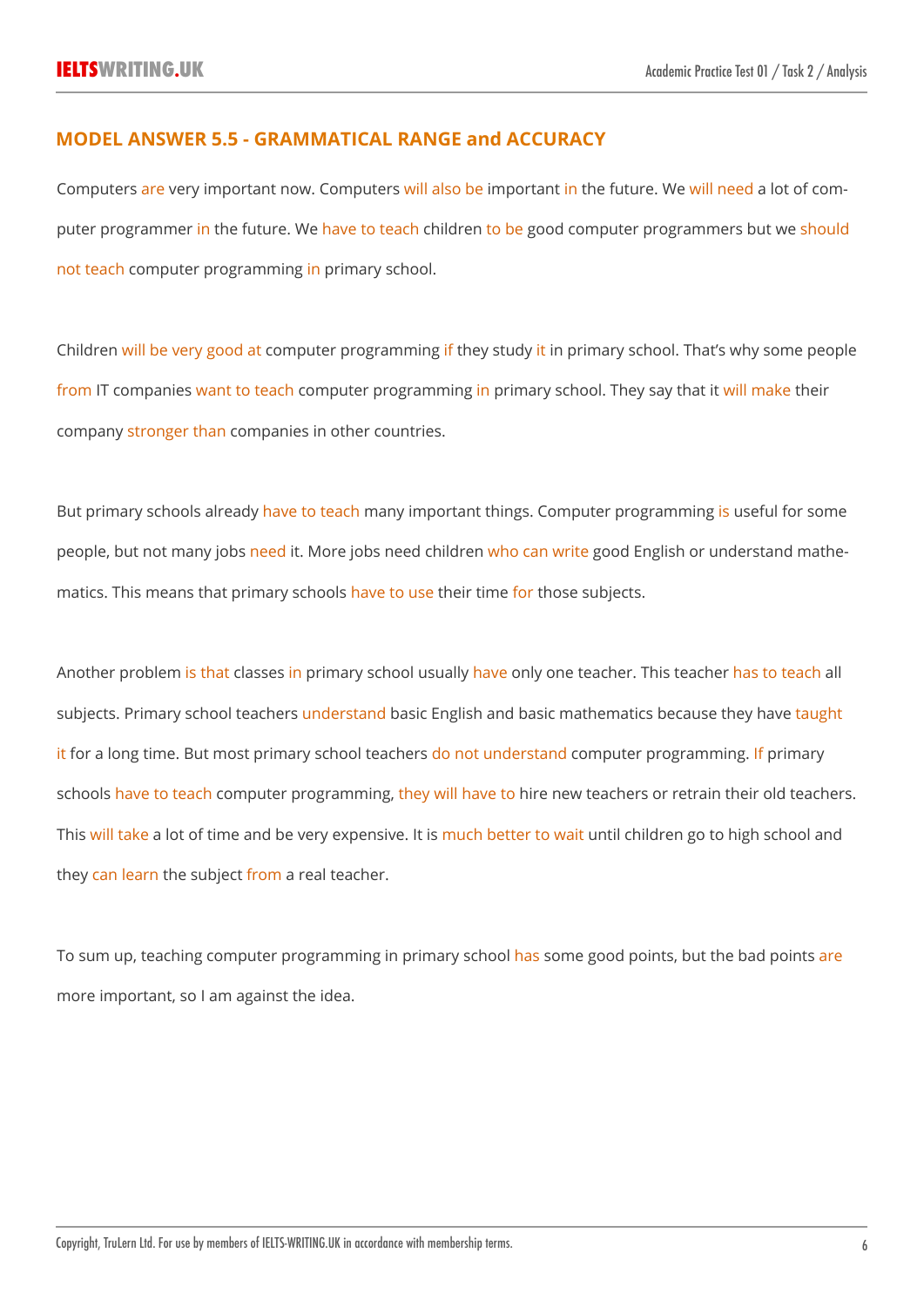## MODEL ANSWER 5.5 - GRAMMATICAL RANGE and ACCURACY

Computers are very important now. Computers will also be important in the future. We will need a lot of computer programmer in the future. We have to teach children to be good computer programmers but we should not teach computer programming in primary school.

Children will be very good at computer programming if they study it in primary school. That's why some people from IT companies want to teach computer programming in primary school. They say that it will make their company stronger than companies in other countries.

But primary schools already have to teach many important things. Computer programming is useful for some people, but not many jobs need it. More jobs need children who can write good English or understand mathematics. This means that primary schools have to use their time for those subjects.

Another problem is that classes in primary school usually have only one teacher. This teacher has to teach all subjects. Primary school teachers understand basic English and basic mathematics because they have taught it for a long time. But most primary school teachers do not understand computer programming. If primary schools have to teach computer programming, they will have to hire new teachers or retrain their old teachers. This will take a lot of time and be very expensive. It is much better to wait until children go to high school and they can learn the subject from a real teacher.

To sum up, teaching computer programming in primary school has some good points, but the bad points are more important, so I am against the idea.